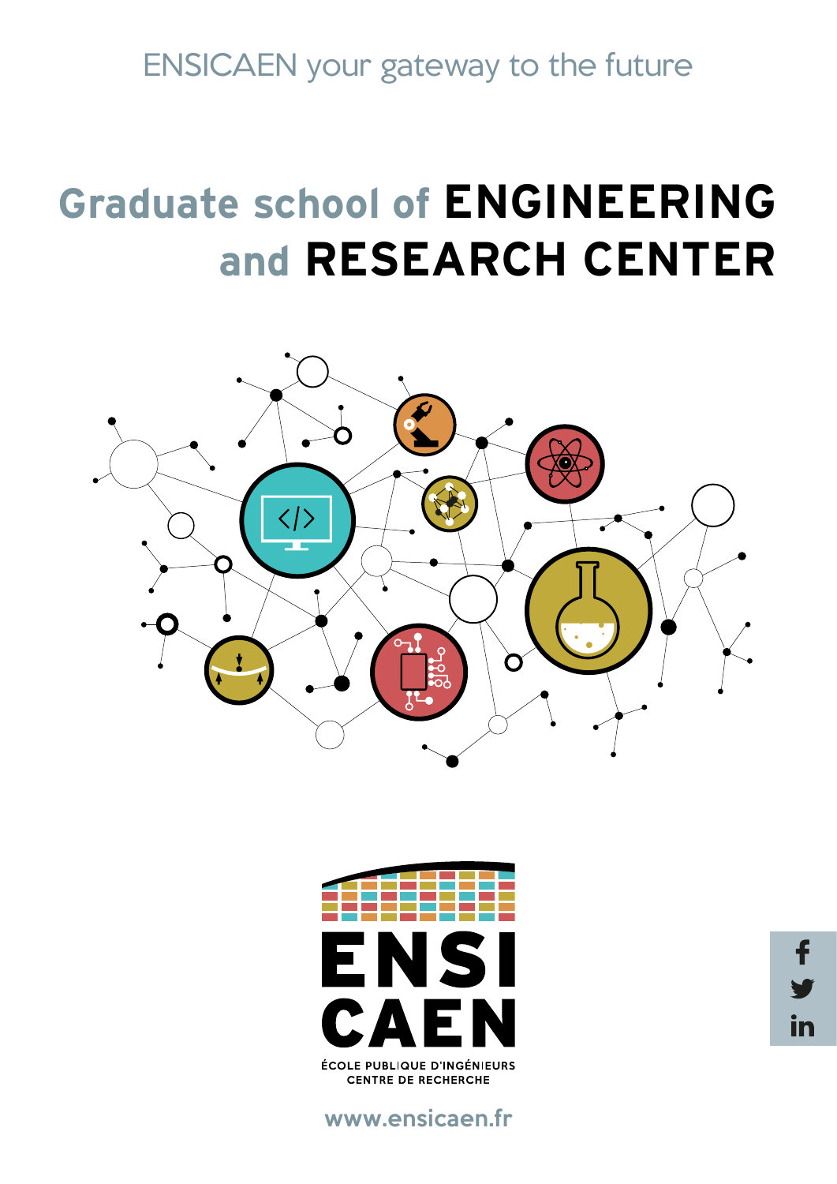ENSICAEN your gateway to the future

# Graduate school of ENGINEERING and RESEARCH CENTER

ENSI CAEN

ÉCOLE PUBLIQUE D'INGÉNIEURS
CENTRE DE RECHERCHE

www.ensicaen.fr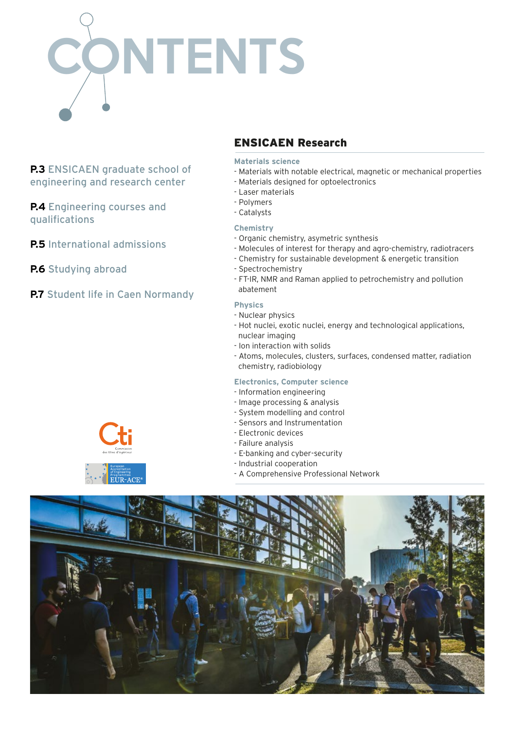# CONTENTS

**P.3** ENSICAEN graduate school of engineering and research center

**P.4** Engineering courses and qualifications

**P.5** International admissions

**P.6** Studying abroad

**P.7** Student life in Caen Normandy

## ENSICAEN Research

### Materials science

- Materials with notable electrical, magnetic or mechanical properties
- Materials designed for optoelectronics
- Laser materials
- Polymers
- Catalysts

### Chemistry

- Organic chemistry, asymetric synthesis
- Molecules of interest for therapy and agro-chemistry, radiotracers
- Chemistry for sustainable development & energetic transition
- Spectrochemistry
- FT-IR, NMR and Raman applied to petrochemistry and pollution abatement

### Physics

- Nuclear physics
- Hot nuclei, exotic nuclei, energy and technological applications, nuclear imaging
- Ion interaction with solids
- Atoms, molecules, clusters, surfaces, condensed matter, radiation chemistry, radiobiology

### Electronics, Computer science

- Information engineering
- Image processing & analysis
- System modelling and control
- Sensors and Instrumentation
- Electronic devices
- Failure analysis
- E-banking and cyber-security
- Industrial cooperation
- A Comprehensive Professional Network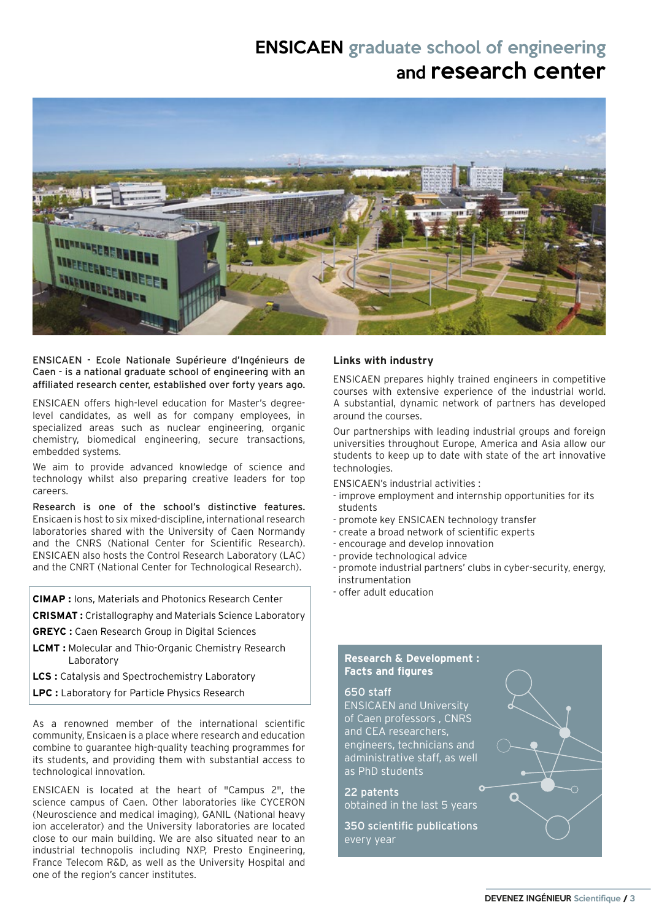# ENSICAEN graduate school of engineering and research center

**ENSICAEN - Ecole Nationale Supérieure d'Ingénieurs de Caen - is a national graduate school of engineering with an affiliated research center, established over forty years ago.**

ENSICAEN offers high-level education for Master's degree-level candidates, as well as for company employees, in specialized areas such as nuclear engineering, organic chemistry, biomedical engineering, secure transactions, embedded systems.

We aim to provide advanced knowledge of science and technology whilst also preparing creative leaders for top careers.

**Research is one of the school's distinctive features.** Ensicaen is host to six mixed-discipline, international research laboratories shared with the University of Caen Normandy and the CNRS (National Center for Scientific Research). ENSICAEN also hosts the Control Research Laboratory (LAC) and the CNRT (National Center for Technological Research).

**CIMAP :** Ions, Materials and Photonics Research Center
**CRISMAT :** Cristallography and Materials Science Laboratory
**GREYC :** Caen Research Group in Digital Sciences
**LCMT :** Molecular and Thio-Organic Chemistry Research Laboratory
**LCS :** Catalysis and Spectrochemistry Laboratory
**LPC :** Laboratory for Particle Physics Research

As a renowned member of the international scientific community, Ensicaen is a place where research and education combine to guarantee high-quality teaching programmes for its students, and providing them with substantial access to technological innovation.

ENSICAEN is located at the heart of "Campus 2", the science campus of Caen. Other laboratories like CYCERON (Neuroscience and medical imaging), GANIL (National heavy ion accelerator) and the University laboratories are located close to our main building. We are also situated near to an industrial technopolis including NXP, Presto Engineering, France Telecom R&D, as well as the University Hospital and one of the region's cancer institutes.

### Links with industry

ENSICAEN prepares highly trained engineers in competitive courses with extensive experience of the industrial world. A substantial, dynamic network of partners has developed around the courses.

Our partnerships with leading industrial groups and foreign universities throughout Europe, America and Asia allow our students to keep up to date with state of the art innovative technologies.

ENSICAEN's industrial activities :

- improve employment and internship opportunities for its students
- promote key ENSICAEN technology transfer
- create a broad network of scientific experts
- encourage and develop innovation
- provide technological advice
- promote industrial partners' clubs in cyber-security, energy, instrumentation
- offer adult education

### Research & Development : Facts and figures

**650 staff**
ENSICAEN and University of Caen professors , CNRS and CEA researchers, engineers, technicians and administrative staff, as well as PhD students

**22 patents**
obtained in the last 5 years

**350 scientific publications**
every year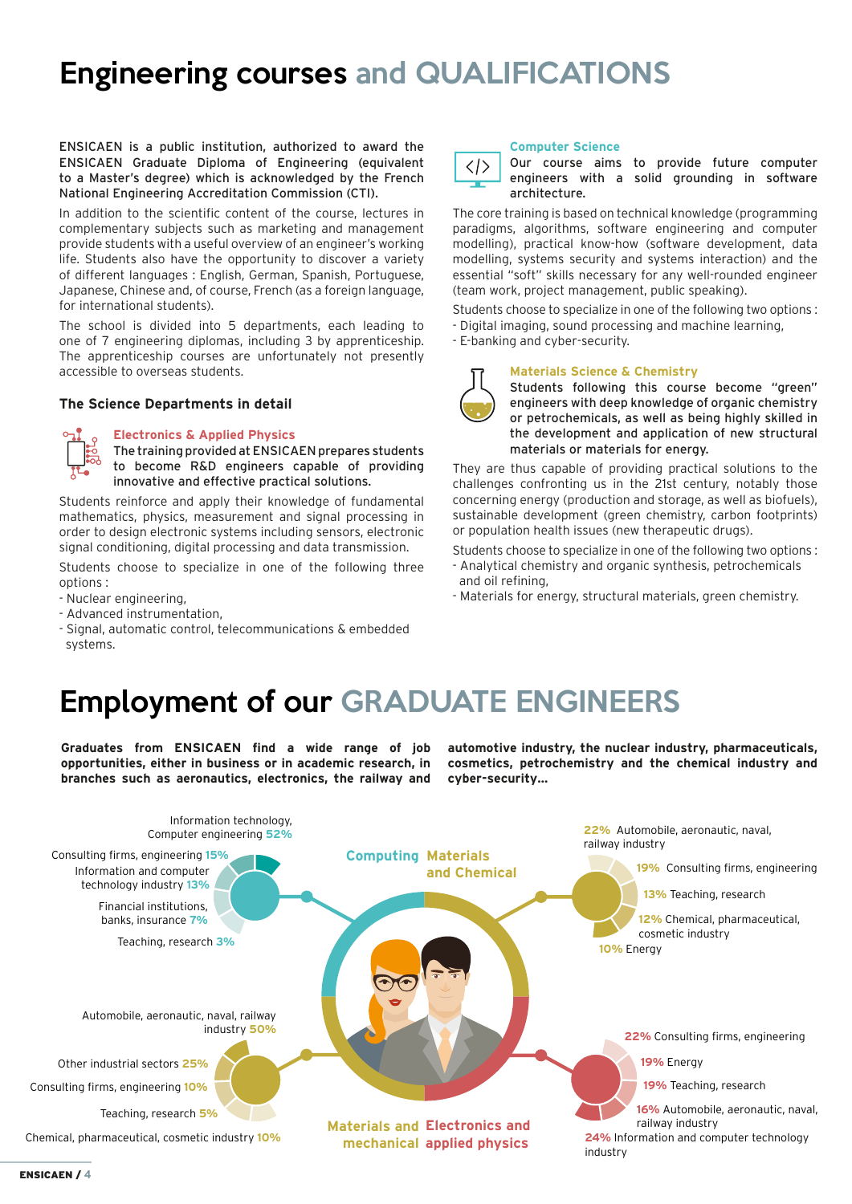# Engineering courses and QUALIFICATIONS

ENSICAEN is a public institution, authorized to award the ENSICAEN Graduate Diploma of Engineering (equivalent to a Master's degree) which is acknowledged by the French National Engineering Accreditation Commission (CTI).

In addition to the scientific content of the course, lectures in complementary subjects such as marketing and management provide students with a useful overview of an engineer's working life. Students also have the opportunity to discover a variety of different languages : English, German, Spanish, Portuguese, Japanese, Chinese and, of course, French (as a foreign language, for international students).

The school is divided into 5 departments, each leading to one of 7 engineering diplomas, including 3 by apprenticeship. The apprenticeship courses are unfortunately not presently accessible to overseas students.

### The Science Departments in detail

#### Electronics & Applied Physics

**The training provided at ENSICAEN prepares students to become R&D engineers capable of providing innovative and effective practical solutions.**

Students reinforce and apply their knowledge of fundamental mathematics, physics, measurement and signal processing in order to design electronic systems including sensors, electronic signal conditioning, digital processing and data transmission.

Students choose to specialize in one of the following three options :

- Nuclear engineering,
- Advanced instrumentation,
- Signal, automatic control, telecommunications & embedded systems.

#### Computer Science

**Our course aims to provide future computer engineers with a solid grounding in software architecture.**

The core training is based on technical knowledge (programming paradigms, algorithms, software engineering and computer modelling), practical know-how (software development, data modelling, systems security and systems interaction) and the essential "soft" skills necessary for any well-rounded engineer (team work, project management, public speaking).

Students choose to specialize in one of the following two options :

- Digital imaging, sound processing and machine learning,
- E-banking and cyber-security.

#### Materials Science & Chemistry

**Students following this course become "green" engineers with deep knowledge of organic chemistry or petrochemicals, as well as being highly skilled in the development and application of new structural materials or materials for energy.**

They are thus capable of providing practical solutions to the challenges confronting us in the 21st century, notably those concerning energy (production and storage, as well as biofuels), sustainable development (green chemistry, carbon footprints) or population health issues (new therapeutic drugs).

Students choose to specialize in one of the following two options :

- Analytical chemistry and organic synthesis, petrochemicals and oil refining,
- Materials for energy, structural materials, green chemistry.

# Employment of our GRADUATE ENGINEERS

**Graduates from ENSICAEN find a wide range of job opportunities, either in business or in academic research, in branches such as aeronautics, electronics, the railway and automotive industry, the nuclear industry, pharmaceuticals, cosmetics, petrochemistry and the chemical industry and cyber-security...**

**Computing**

- Information technology, Computer engineering 52%
- Consulting firms, engineering 15%
- Information and computer technology industry 13%
- Financial institutions, banks, insurance 7%
- Teaching, research 3%

**Materials and Chemical**

- 22% Automobile, aeronautic, naval, railway industry
- 19% Consulting firms, engineering
- 13% Teaching, research
- 12% Chemical, pharmaceutical, cosmetic industry
- 10% Energy

**Materials and mechanical**

- Automobile, aeronautic, naval, railway industry 50%
- Other industrial sectors 25%
- Consulting firms, engineering 10%
- Teaching, research 5%
- Chemical, pharmaceutical, cosmetic industry 10%

**Electronics and applied physics**

- 22% Consulting firms, engineering
- 19% Energy
- 19% Teaching, research
- 16% Automobile, aeronautic, naval, railway industry
- 24% Information and computer technology industry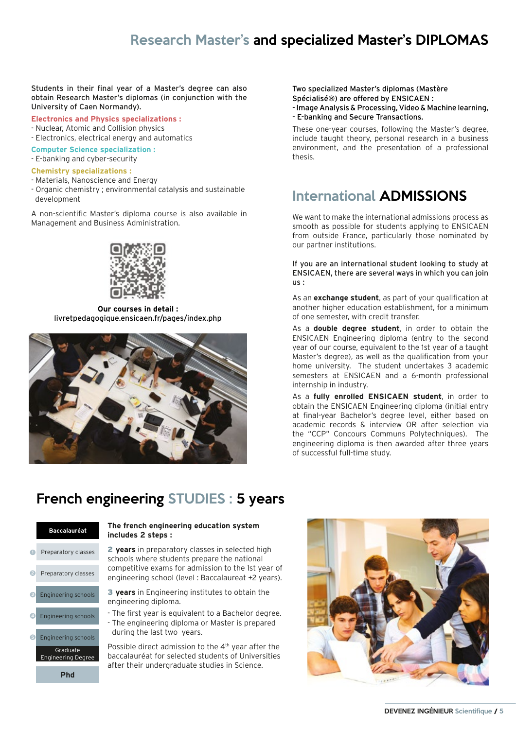# Research Master's and specialized Master's DIPLOMAS

Students in their final year of a Master's degree can also obtain Research Master's diplomas (in conjunction with the University of Caen Normandy).

**Electronics and Physics specializations :**

- Nuclear, Atomic and Collision physics
- Electronics, electrical energy and automatics

**Computer Science specialization :**

- E-banking and cyber-security

**Chemistry specializations :**

- Materials, Nanoscience and Energy
- Organic chemistry ; environmental catalysis and sustainable development

A non-scientific Master's diploma course is also available in Management and Business Administration.

**Our courses in detail :**
livretpedagogique.ensicaen.fr/pages/index.php

Two specialized Master's diplomas (Mastère Spécialisé®) are offered by ENSICAEN :

- Image Analysis & Processing, Video & Machine learning,
- E-banking and Secure Transactions.

These one-year courses, following the Master's degree, include taught theory, personal research in a business environment, and the presentation of a professional thesis.

## International ADMISSIONS

We want to make the international admissions process as smooth as possible for students applying to ENSICAEN from outside France, particularly those nominated by our partner institutions.

If you are an international student looking to study at ENSICAEN, there are several ways in which you can join us :

As an **exchange student**, as part of your qualification at another higher education establishment, for a minimum of one semester, with credit transfer.

As a **double degree student**, in order to obtain the ENSICAEN Engineering diploma (entry to the second year of our course, equivalent to the 1st year of a taught Master's degree), as well as the qualification from your home university. The student undertakes 3 academic semesters at ENSICAEN and a 6-month professional internship in industry.

As a **fully enrolled ENSICAEN student**, in order to obtain the ENSICAEN Engineering diploma (initial entry at final-year Bachelor's degree level, either based on academic records & interview OR after selection via the "CCP" Concours Communs Polytechniques). The engineering diploma is then awarded after three years of successful full-time study.

## French engineering STUDIES : 5 years

| |
|---|
| Baccalauréat |
| 1 Preparatory classes |
| 2 Preparatory classes |
| 3 Engineering schools |
| 4 Engineering schools |
| 5 Engineering schools |
| Graduate Engineering Degree |
| Phd |

**The french engineering education system includes 2 steps :**

**2 years** in preparatory classes in selected high schools where students prepare the national competitive exams for admission to the 1st year of engineering school (level : Baccalaureat +2 years).

**3 years** in Engineering institutes to obtain the engineering diploma.

- The first year is equivalent to a Bachelor degree.
- The engineering diploma or Master is prepared during the last two years.

Possible direct admission to the 4th year after the baccalauréat for selected students of Universities after their undergraduate studies in Science.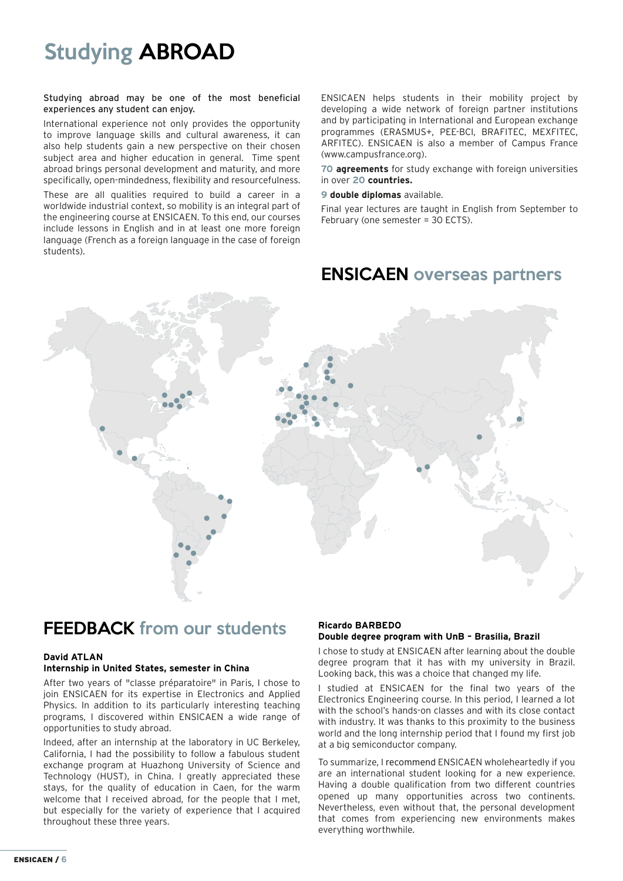# Studying ABROAD

Studying abroad may be one of the most beneficial experiences any student can enjoy.

International experience not only provides the opportunity to improve language skills and cultural awareness, it can also help students gain a new perspective on their chosen subject area and higher education in general. Time spent abroad brings personal development and maturity, and more specifically, open-mindedness, flexibility and resourcefulness.

These are all qualities required to build a career in a worldwide industrial context, so mobility is an integral part of the engineering course at ENSICAEN. To this end, our courses include lessons in English and in at least one more foreign language (French as a foreign language in the case of foreign students).

ENSICAEN helps students in their mobility project by developing a wide network of foreign partner institutions and by participating in International and European exchange programmes (ERASMUS+, PEE-BCI, BRAFITEC, MEXFITEC, ARFITEC). ENSICAEN is also a member of Campus France (www.campusfrance.org).

**70 agreements** for study exchange with foreign universities in over **20 countries.**

**9 double diplomas** available.

Final year lectures are taught in English from September to February (one semester = 30 ECTS).

## ENSICAEN overseas partners

## FEEDBACK from our students

**David ATLAN**
**Internship in United States, semester in China**

After two years of "classe préparatoire" in Paris, I chose to join ENSICAEN for its expertise in Electronics and Applied Physics. In addition to its particularly interesting teaching programs, I discovered within ENSICAEN a wide range of opportunities to study abroad.

Indeed, after an internship at the laboratory in UC Berkeley, California, I had the possibility to follow a fabulous student exchange program at Huazhong University of Science and Technology (HUST), in China. I greatly appreciated these stays, for the quality of education in Caen, for the warm welcome that I received abroad, for the people that I met, but especially for the variety of experience that I acquired throughout these three years.

**Ricardo BARBEDO**
**Double degree program with UnB – Brasilia, Brazil**

I chose to study at ENSICAEN after learning about the double degree program that it has with my university in Brazil. Looking back, this was a choice that changed my life.

I studied at ENSICAEN for the final two years of the Electronics Engineering course. In this period, I learned a lot with the school's hands-on classes and with its close contact with industry. It was thanks to this proximity to the business world and the long internship period that I found my first job at a big semiconductor company.

To summarize, I recommend ENSICAEN wholeheartedly if you are an international student looking for a new experience. Having a double qualification from two different countries opened up many opportunities across two continents. Nevertheless, even without that, the personal development that comes from experiencing new environments makes everything worthwhile.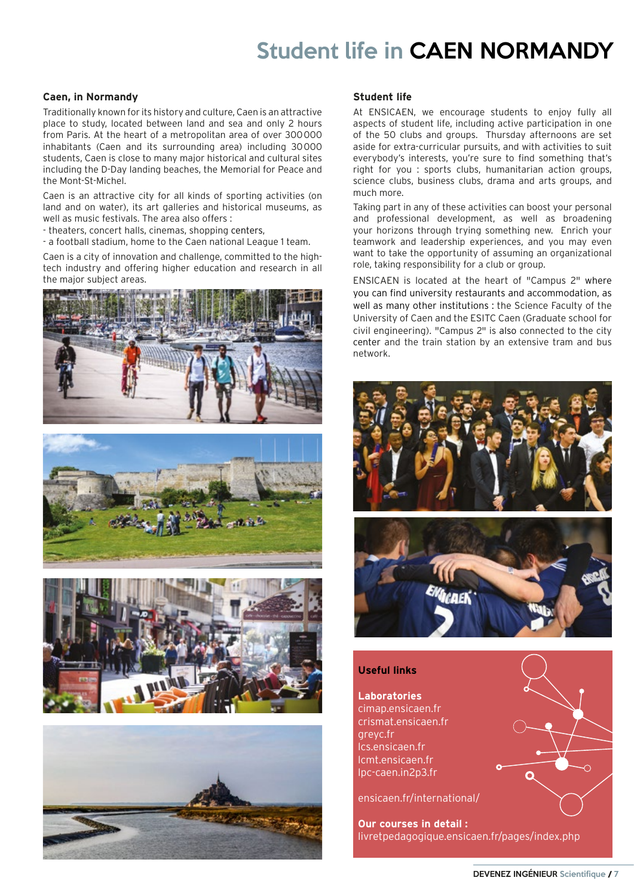# Student life in CAEN NORMANDY

## Caen, in Normandy

Traditionally known for its history and culture, Caen is an attractive place to study, located between land and sea and only 2 hours from Paris. At the heart of a metropolitan area of over 300 000 inhabitants (Caen and its surrounding area) including 30 000 students, Caen is close to many major historical and cultural sites including the D-Day landing beaches, the Memorial for Peace and the Mont-St-Michel.

Caen is an attractive city for all kinds of sporting activities (on land and on water), its art galleries and historical museums, as well as music festivals. The area also offers :

- theaters, concert halls, cinemas, shopping centers,
- a football stadium, home to the Caen national League 1 team.

Caen is a city of innovation and challenge, committed to the high-tech industry and offering higher education and research in all the major subject areas.

## Student life

At ENSICAEN, we encourage students to enjoy fully all aspects of student life, including active participation in one of the 50 clubs and groups. Thursday afternoons are set aside for extra-curricular pursuits, and with activities to suit everybody's interests, you're sure to find something that's right for you : sports clubs, humanitarian action groups, science clubs, business clubs, drama and arts groups, and much more.

Taking part in any of these activities can boost your personal and professional development, as well as broadening your horizons through trying something new. Enrich your teamwork and leadership experiences, and you may even want to take the opportunity of assuming an organizational role, taking responsibility for a club or group.

ENSICAEN is located at the heart of "Campus 2" where you can find university restaurants and accommodation, as well as many other institutions : the Science Faculty of the University of Caen and the ESITC Caen (Graduate school for civil engineering). "Campus 2" is also connected to the city center and the train station by an extensive tram and bus network.

## Useful links

**Laboratories**
cimap.ensicaen.fr
crismat.ensicaen.fr
greyc.fr
lcs.ensicaen.fr
lcmt.ensicaen.fr
lpc-caen.in2p3.fr

ensicaen.fr/international/

**Our courses in detail :**
livretpedagogique.ensicaen.fr/pages/index.php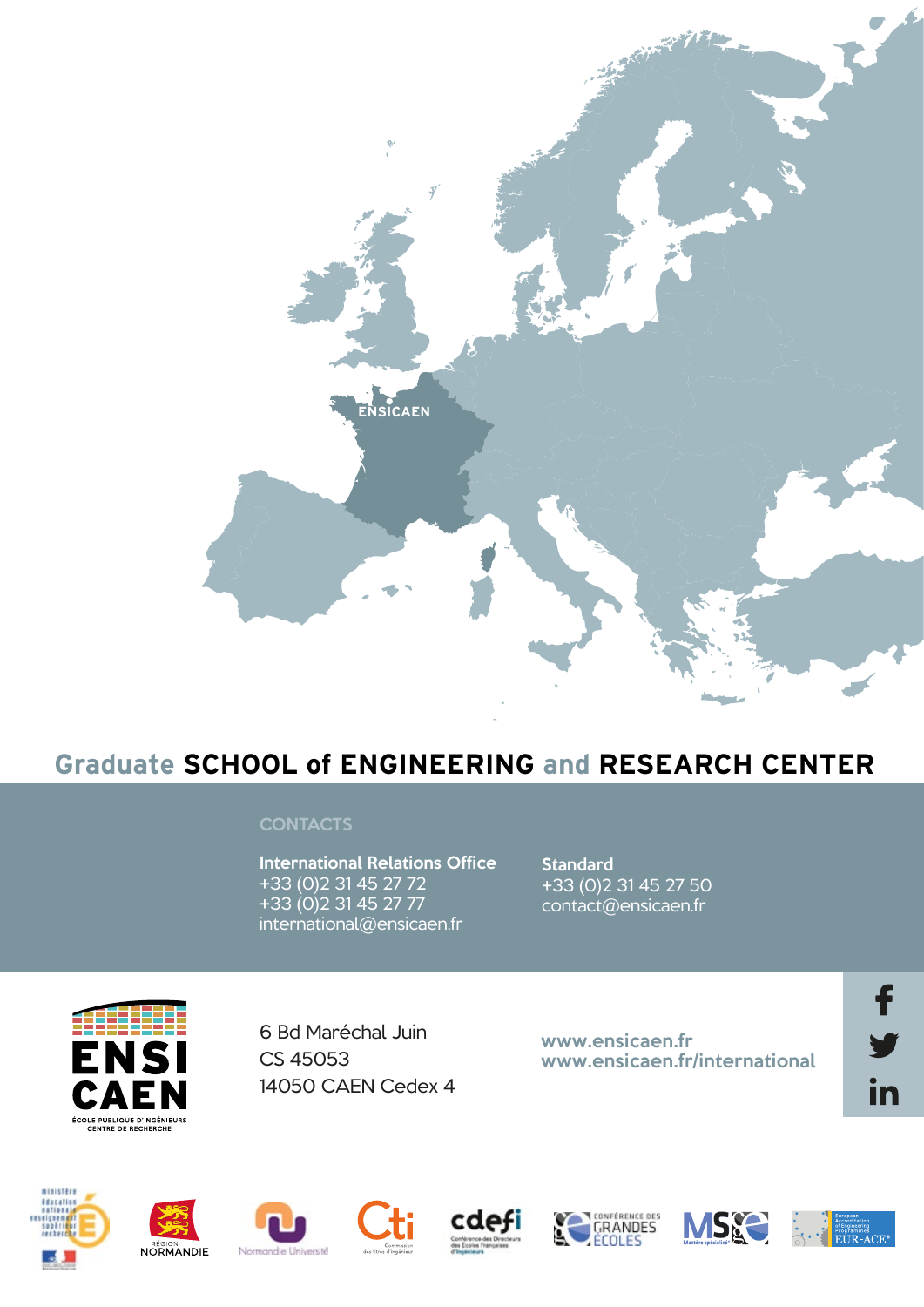ENSICAEN

## Graduate SCHOOL of ENGINEERING and RESEARCH CENTER

CONTACTS

**International Relations Office**
+33 (0)2 31 45 27 72
+33 (0)2 31 45 27 77
international@ensicaen.fr

**Standard**
+33 (0)2 31 45 27 50
contact@ensicaen.fr

ENSI CAEN
ÉCOLE PUBLIQUE D'INGÉNIEURS
CENTRE DE RECHERCHE

6 Bd Maréchal Juin
CS 45053
14050 CAEN Cedex 4

**www.ensicaen.fr**
**www.ensicaen.fr/international**